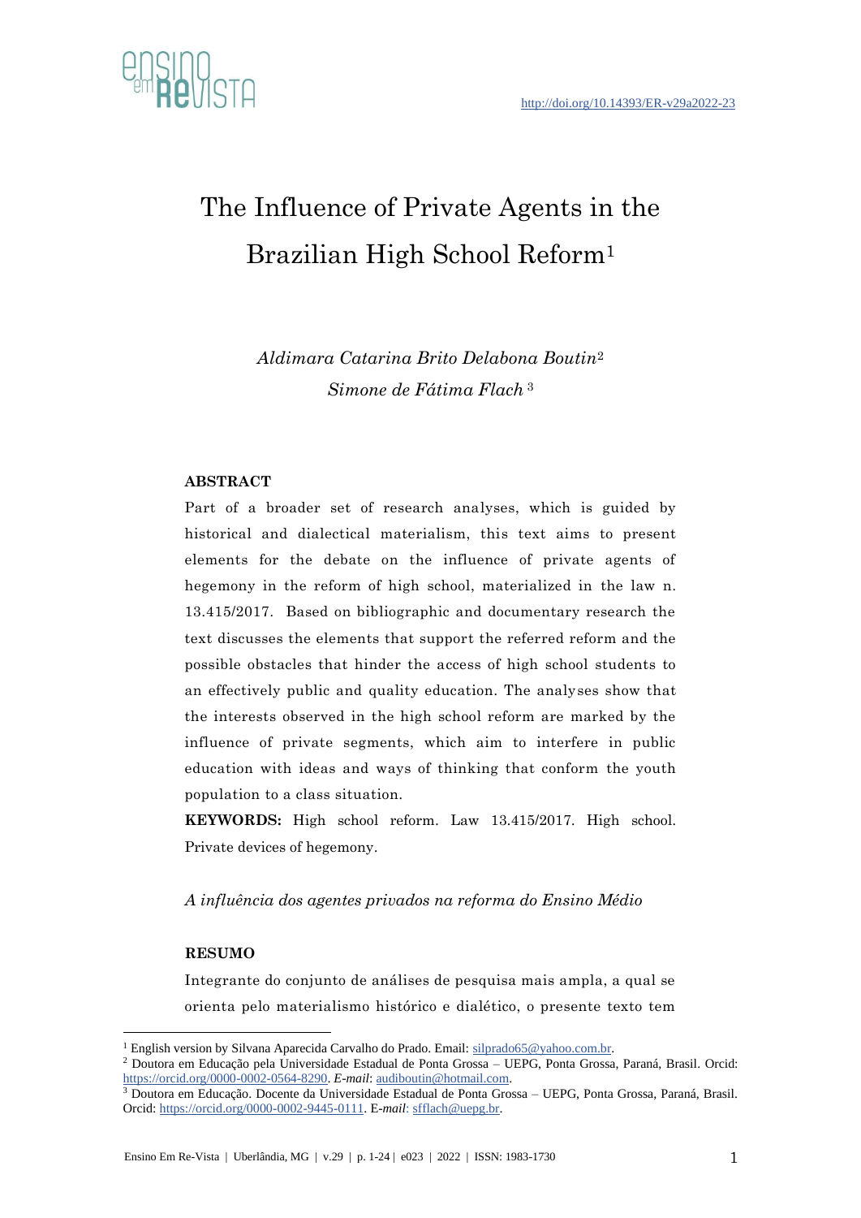http://doi.org/10.14393/ER-v29a2022-23

# The Influence of Private Agents in the Brazilian High School Reform[1]

*Aldimara Catarina Brito Delabona Boutin*[2]
*Simone de Fátima Flach* [3]

## ABSTRACT

Part of a broader set of research analyses, which is guided by historical and dialectical materialism, this text aims to present elements for the debate on the influence of private agents of hegemony in the reform of high school, materialized in the law n. 13.415/2017. Based on bibliographic and documentary research the text discusses the elements that support the referred reform and the possible obstacles that hinder the access of high school students to an effectively public and quality education. The analyses show that the interests observed in the high school reform are marked by the influence of private segments, which aim to interfere in public education with ideas and ways of thinking that conform the youth population to a class situation.

**KEYWORDS:** High school reform. Law 13.415/2017. High school. Private devices of hegemony.

*A influência dos agentes privados na reforma do Ensino Médio*

## RESUMO

Integrante do conjunto de análises de pesquisa mais ampla, a qual se orienta pelo materialismo histórico e dialético, o presente texto tem

---

[1] English version by Silvana Aparecida Carvalho do Prado. Email: silprado65@yahoo.com.br.

[2] Doutora em Educação pela Universidade Estadual de Ponta Grossa – UEPG, Ponta Grossa, Paraná, Brasil. Orcid: https://orcid.org/0000-0002-0564-8290. *E-mail*: audiboutin@hotmail.com.

[3] Doutora em Educação. Docente da Universidade Estadual de Ponta Grossa – UEPG, Ponta Grossa, Paraná, Brasil. Orcid: https://orcid.org/0000-0002-9445-0111. E-*mail*: sfflach@uepg.br.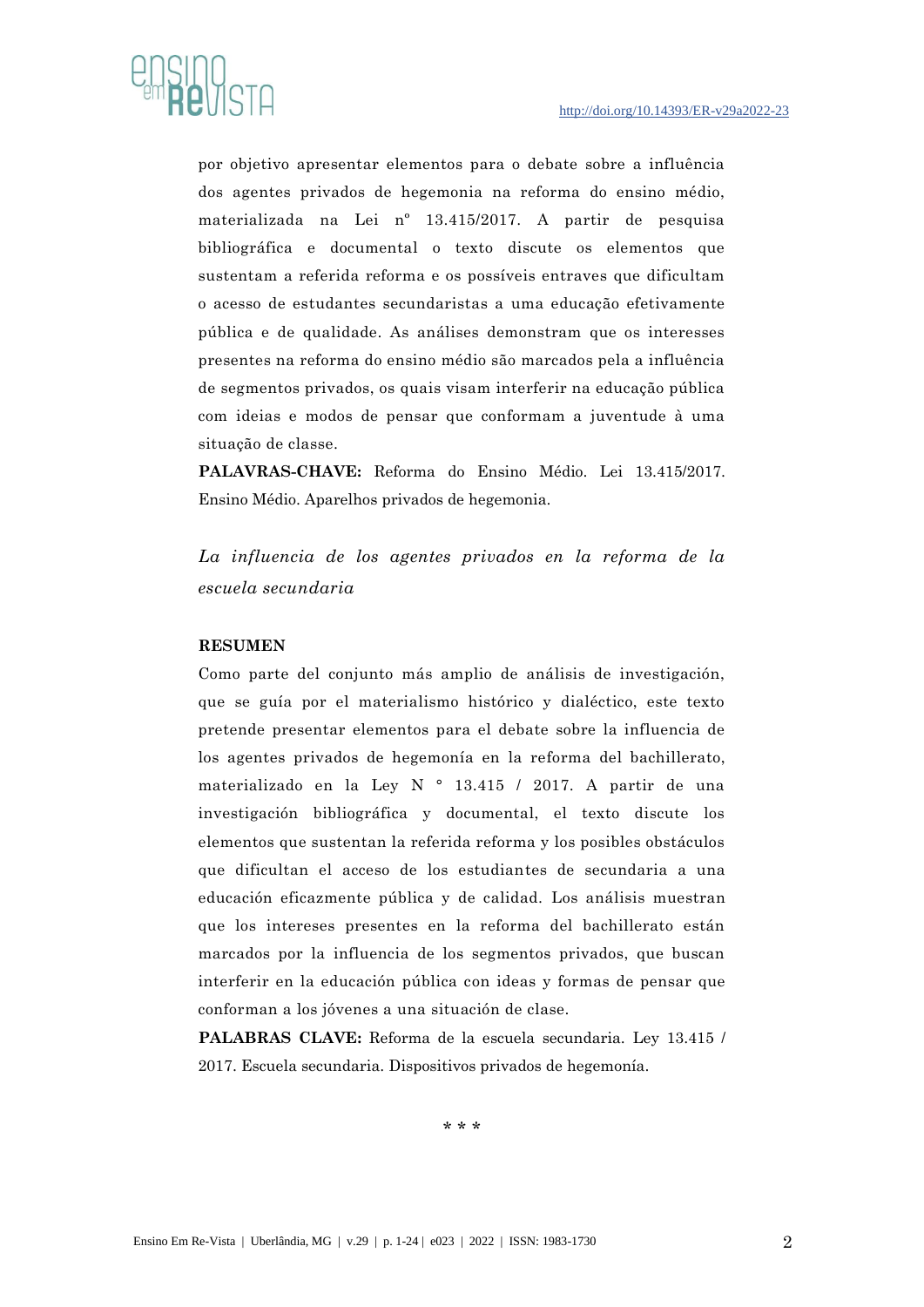por objetivo apresentar elementos para o debate sobre a influência dos agentes privados de hegemonia na reforma do ensino médio, materializada na Lei nº 13.415/2017. A partir de pesquisa bibliográfica e documental o texto discute os elementos que sustentam a referida reforma e os possíveis entraves que dificultam o acesso de estudantes secundaristas a uma educação efetivamente pública e de qualidade. As análises demonstram que os interesses presentes na reforma do ensino médio são marcados pela a influência de segmentos privados, os quais visam interferir na educação pública com ideias e modos de pensar que conformam a juventude à uma situação de classe.

**PALAVRAS-CHAVE:** Reforma do Ensino Médio. Lei 13.415/2017. Ensino Médio. Aparelhos privados de hegemonia.

## *La influencia de los agentes privados en la reforma de la escuela secundaria*

**RESUMEN**

Como parte del conjunto más amplio de análisis de investigación, que se guía por el materialismo histórico y dialéctico, este texto pretende presentar elementos para el debate sobre la influencia de los agentes privados de hegemonía en la reforma del bachillerato, materializado en la Ley N ° 13.415 / 2017. A partir de una investigación bibliográfica y documental, el texto discute los elementos que sustentan la referida reforma y los posibles obstáculos que dificultan el acceso de los estudiantes de secundaria a una educación eficazmente pública y de calidad. Los análisis muestran que los intereses presentes en la reforma del bachillerato están marcados por la influencia de los segmentos privados, que buscan interferir en la educación pública con ideas y formas de pensar que conforman a los jóvenes a una situación de clase.

**PALABRAS CLAVE:** Reforma de la escuela secundaria. Ley 13.415 / 2017. Escuela secundaria. Dispositivos privados de hegemonía.

\* \* \*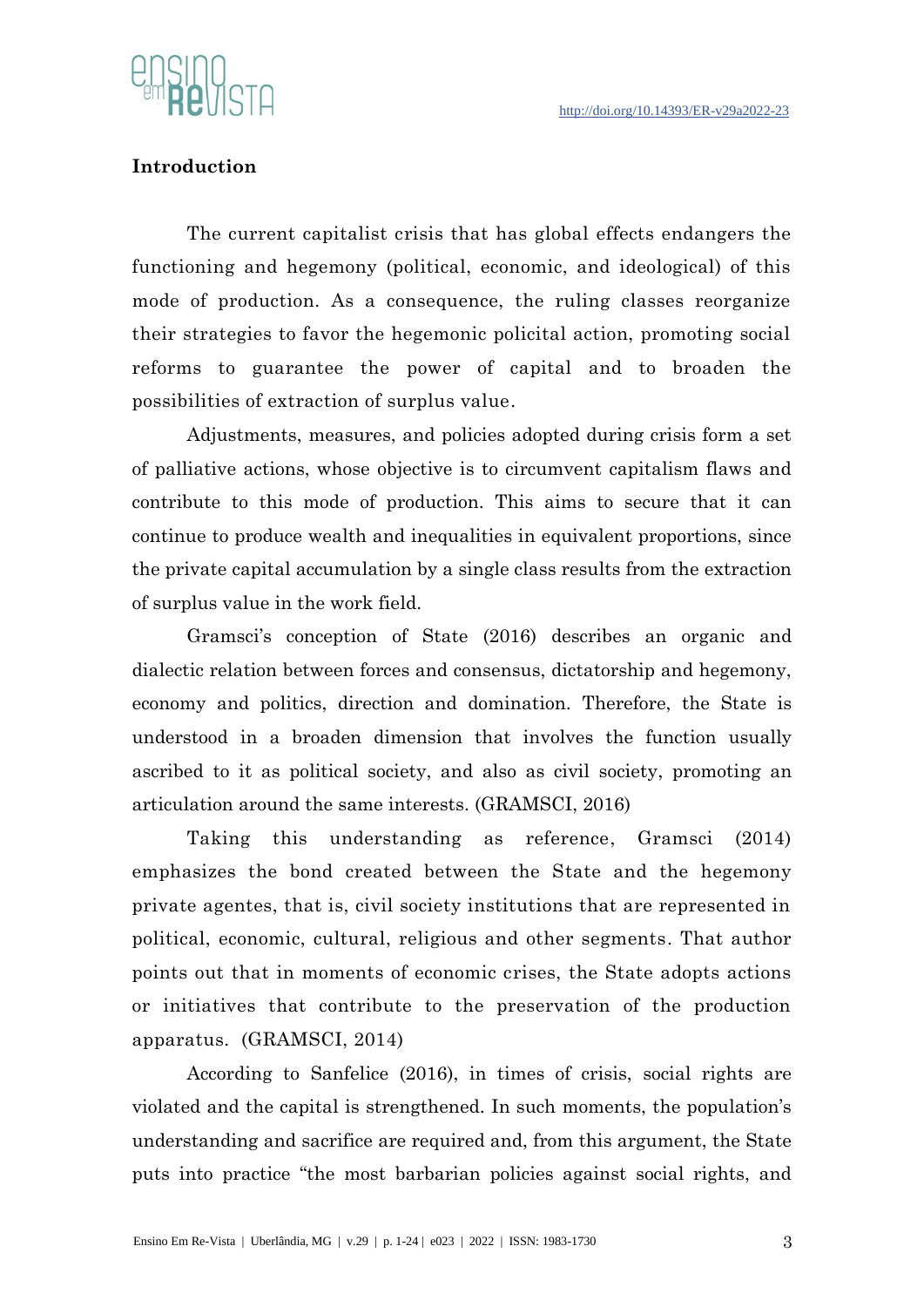## Introduction

The current capitalist crisis that has global effects endangers the functioning and hegemony (political, economic, and ideological) of this mode of production. As a consequence, the ruling classes reorganize their strategies to favor the hegemonic policital action, promoting social reforms to guarantee the power of capital and to broaden the possibilities of extraction of surplus value.

Adjustments, measures, and policies adopted during crisis form a set of palliative actions, whose objective is to circumvent capitalism flaws and contribute to this mode of production. This aims to secure that it can continue to produce wealth and inequalities in equivalent proportions, since the private capital accumulation by a single class results from the extraction of surplus value in the work field.

Gramsci's conception of State (2016) describes an organic and dialectic relation between forces and consensus, dictatorship and hegemony, economy and politics, direction and domination. Therefore, the State is understood in a broaden dimension that involves the function usually ascribed to it as political society, and also as civil society, promoting an articulation around the same interests. (GRAMSCI, 2016)

Taking this understanding as reference, Gramsci (2014) emphasizes the bond created between the State and the hegemony private agentes, that is, civil society institutions that are represented in political, economic, cultural, religious and other segments. That author points out that in moments of economic crises, the State adopts actions or initiatives that contribute to the preservation of the production apparatus. (GRAMSCI, 2014)

According to Sanfelice (2016), in times of crisis, social rights are violated and the capital is strengthened. In such moments, the population's understanding and sacrifice are required and, from this argument, the State puts into practice "the most barbarian policies against social rights, and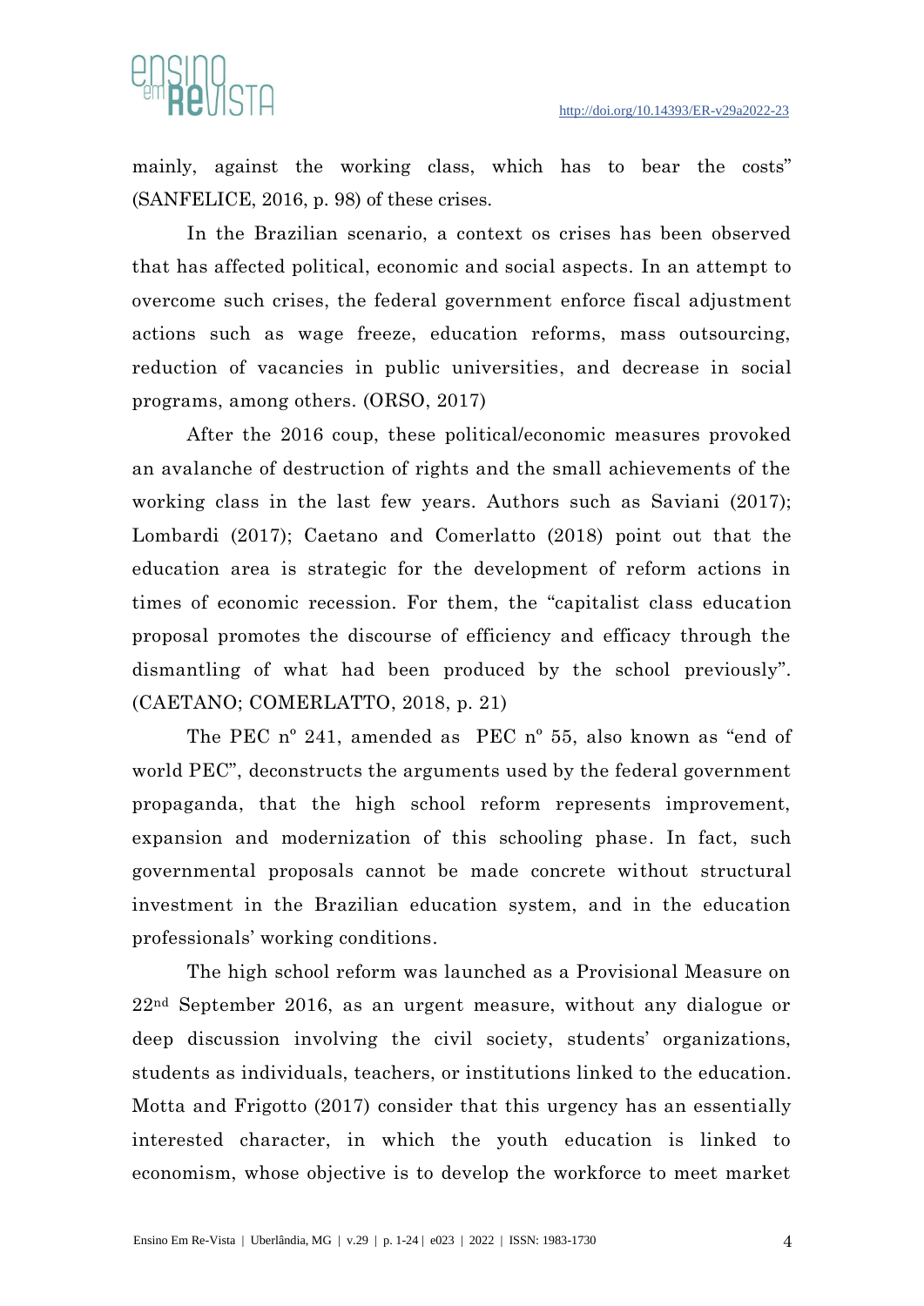mainly, against the working class, which has to bear the costs" (SANFELICE, 2016, p. 98) of these crises.

In the Brazilian scenario, a context os crises has been observed that has affected political, economic and social aspects. In an attempt to overcome such crises, the federal government enforce fiscal adjustment actions such as wage freeze, education reforms, mass outsourcing, reduction of vacancies in public universities, and decrease in social programs, among others. (ORSO, 2017)

After the 2016 coup, these political/economic measures provoked an avalanche of destruction of rights and the small achievements of the working class in the last few years. Authors such as Saviani (2017); Lombardi (2017); Caetano and Comerlatto (2018) point out that the education area is strategic for the development of reform actions in times of economic recession. For them, the "capitalist class education proposal promotes the discourse of efficiency and efficacy through the dismantling of what had been produced by the school previously". (CAETANO; COMERLATTO, 2018, p. 21)

The PEC nº 241, amended as PEC nº 55, also known as "end of world PEC", deconstructs the arguments used by the federal government propaganda, that the high school reform represents improvement, expansion and modernization of this schooling phase. In fact, such governmental proposals cannot be made concrete without structural investment in the Brazilian education system, and in the education professionals' working conditions.

The high school reform was launched as a Provisional Measure on 22nd September 2016, as an urgent measure, without any dialogue or deep discussion involving the civil society, students' organizations, students as individuals, teachers, or institutions linked to the education. Motta and Frigotto (2017) consider that this urgency has an essentially interested character, in which the youth education is linked to economism, whose objective is to develop the workforce to meet market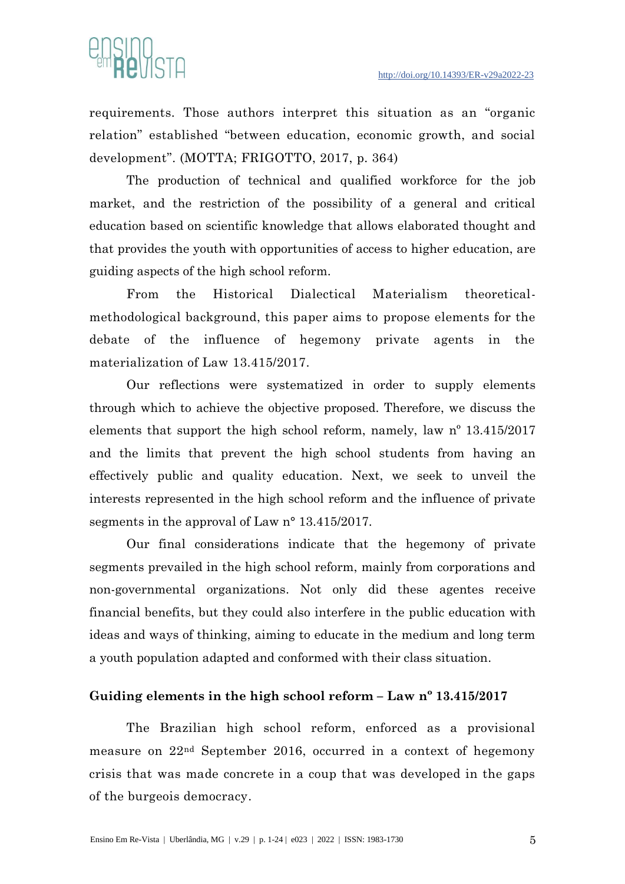requirements. Those authors interpret this situation as an "organic relation" established "between education, economic growth, and social development". (MOTTA; FRIGOTTO, 2017, p. 364)

The production of technical and qualified workforce for the job market, and the restriction of the possibility of a general and critical education based on scientific knowledge that allows elaborated thought and that provides the youth with opportunities of access to higher education, are guiding aspects of the high school reform.

From the Historical Dialectical Materialism theoretical-methodological background, this paper aims to propose elements for the debate of the influence of hegemony private agents in the materialization of Law 13.415/2017.

Our reflections were systematized in order to supply elements through which to achieve the objective proposed. Therefore, we discuss the elements that support the high school reform, namely, law nº 13.415/2017 and the limits that prevent the high school students from having an effectively public and quality education. Next, we seek to unveil the interests represented in the high school reform and the influence of private segments in the approval of Law n° 13.415/2017.

Our final considerations indicate that the hegemony of private segments prevailed in the high school reform, mainly from corporations and non-governmental organizations. Not only did these agentes receive financial benefits, but they could also interfere in the public education with ideas and ways of thinking, aiming to educate in the medium and long term a youth population adapted and conformed with their class situation.

## Guiding elements in the high school reform – Law nº 13.415/2017

The Brazilian high school reform, enforced as a provisional measure on 22nd September 2016, occurred in a context of hegemony crisis that was made concrete in a coup that was developed in the gaps of the burgeois democracy.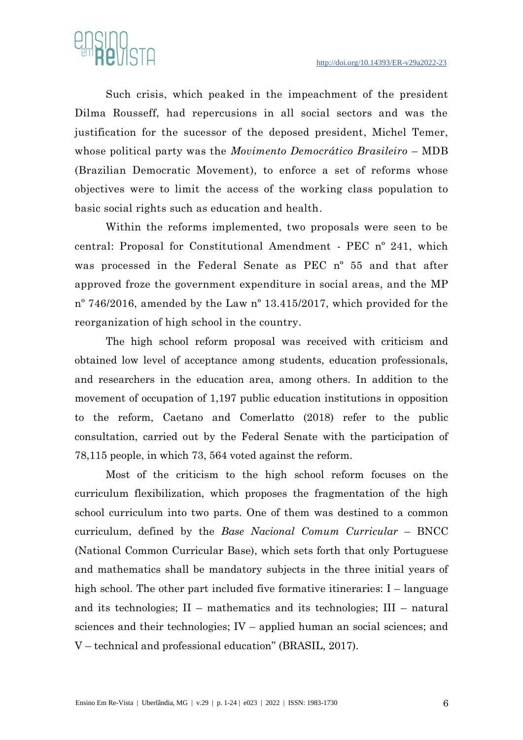Such crisis, which peaked in the impeachment of the president Dilma Rousseff, had repercussions in all social sectors and was the justification for the sucessor of the deposed president, Michel Temer, whose political party was the *Movimento Democrático Brasileiro* – MDB (Brazilian Democratic Movement), to enforce a set of reforms whose objectives were to limit the access of the working class population to basic social rights such as education and health.

Within the reforms implemented, two proposals were seen to be central: Proposal for Constitutional Amendment - PEC nº 241, which was processed in the Federal Senate as PEC nº 55 and that after approved froze the government expenditure in social areas, and the MP nº 746/2016, amended by the Law nº 13.415/2017, which provided for the reorganization of high school in the country.

The high school reform proposal was received with criticism and obtained low level of acceptance among students, education professionals, and researchers in the education area, among others. In addition to the movement of occupation of 1,197 public education institutions in opposition to the reform, Caetano and Comerlatto (2018) refer to the public consultation, carried out by the Federal Senate with the participation of 78,115 people, in which 73, 564 voted against the reform.

Most of the criticism to the high school reform focuses on the curriculum flexibilization, which proposes the fragmentation of the high school curriculum into two parts. One of them was destined to a common curriculum, defined by the *Base Nacional Comum Curricular* – BNCC (National Common Curricular Base), which sets forth that only Portuguese and mathematics shall be mandatory subjects in the three initial years of high school. The other part included five formative itineraries: I – language and its technologies; II – mathematics and its technologies; III – natural sciences and their technologies; IV – applied human an social sciences; and V – technical and professional education" (BRASIL, 2017).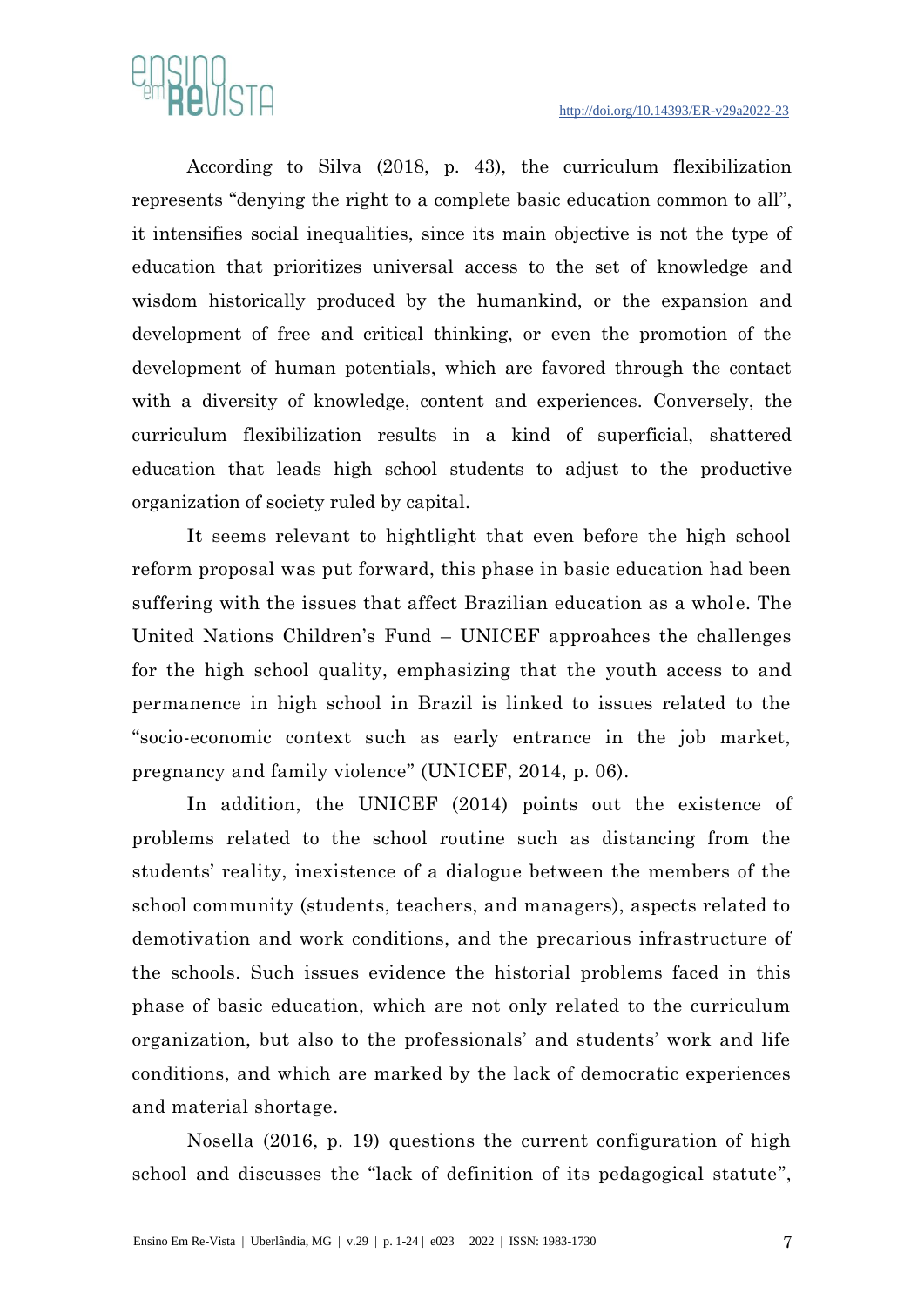According to Silva (2018, p. 43), the curriculum flexibilization represents “denying the right to a complete basic education common to all”, it intensifies social inequalities, since its main objective is not the type of education that prioritizes universal access to the set of knowledge and wisdom historically produced by the humankind, or the expansion and development of free and critical thinking, or even the promotion of the development of human potentials, which are favored through the contact with a diversity of knowledge, content and experiences. Conversely, the curriculum flexibilization results in a kind of superficial, shattered education that leads high school students to adjust to the productive organization of society ruled by capital.

It seems relevant to hightlight that even before the high school reform proposal was put forward, this phase in basic education had been suffering with the issues that affect Brazilian education as a whole. The United Nations Children’s Fund – UNICEF approahces the challenges for the high school quality, emphasizing that the youth access to and permanence in high school in Brazil is linked to issues related to the “socio-economic context such as early entrance in the job market, pregnancy and family violence” (UNICEF, 2014, p. 06).

In addition, the UNICEF (2014) points out the existence of problems related to the school routine such as distancing from the students’ reality, inexistence of a dialogue between the members of the school community (students, teachers, and managers), aspects related to demotivation and work conditions, and the precarious infrastructure of the schools. Such issues evidence the historial problems faced in this phase of basic education, which are not only related to the curriculum organization, but also to the professionals’ and students’ work and life conditions, and which are marked by the lack of democratic experiences and material shortage.

Nosella (2016, p. 19) questions the current configuration of high school and discusses the “lack of definition of its pedagogical statute”,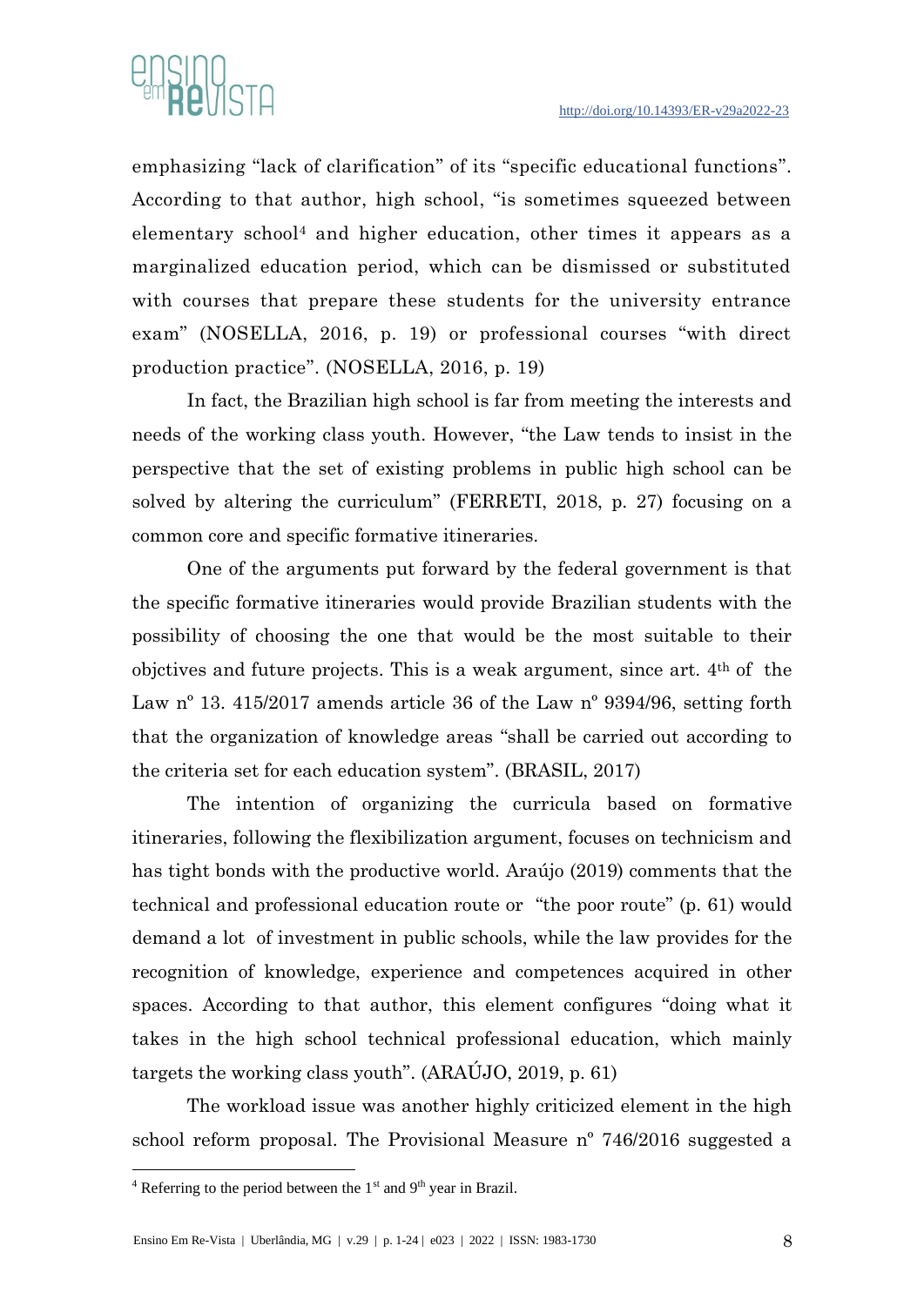emphasizing "lack of clarification" of its "specific educational functions". According to that author, high school, "is sometimes squeezed between elementary school[4] and higher education, other times it appears as a marginalized education period, which can be dismissed or substituted with courses that prepare these students for the university entrance exam" (NOSELLA, 2016, p. 19) or professional courses "with direct production practice". (NOSELLA, 2016, p. 19)

In fact, the Brazilian high school is far from meeting the interests and needs of the working class youth. However, "the Law tends to insist in the perspective that the set of existing problems in public high school can be solved by altering the curriculum" (FERRETI, 2018, p. 27) focusing on a common core and specific formative itineraries.

One of the arguments put forward by the federal government is that the specific formative itineraries would provide Brazilian students with the possibility of choosing the one that would be the most suitable to their objctives and future projects. This is a weak argument, since art. 4th of the Law nº 13. 415/2017 amends article 36 of the Law nº 9394/96, setting forth that the organization of knowledge areas "shall be carried out according to the criteria set for each education system". (BRASIL, 2017)

The intention of organizing the curricula based on formative itineraries, following the flexibilization argument, focuses on technicism and has tight bonds with the productive world. Araújo (2019) comments that the technical and professional education route or "the poor route" (p. 61) would demand a lot of investment in public schools, while the law provides for the recognition of knowledge, experience and competences acquired in other spaces. According to that author, this element configures "doing what it takes in the high school technical professional education, which mainly targets the working class youth". (ARAÚJO, 2019, p. 61)

The workload issue was another highly criticized element in the high school reform proposal. The Provisional Measure nº 746/2016 suggested a

---

[4] Referring to the period between the 1st and 9th year in Brazil.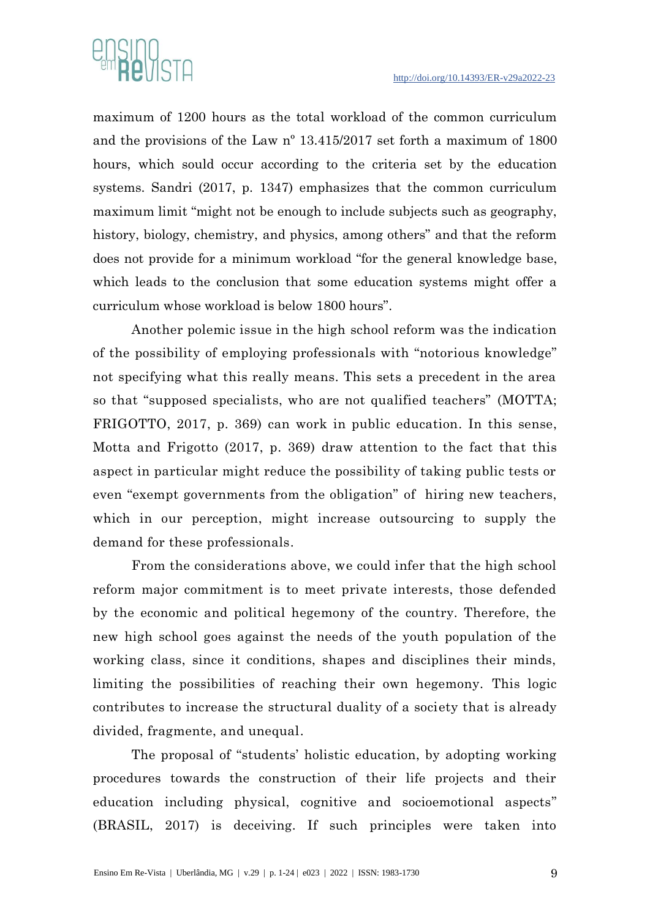maximum of 1200 hours as the total workload of the common curriculum and the provisions of the Law nº 13.415/2017 set forth a maximum of 1800 hours, which sould occur according to the criteria set by the education systems. Sandri (2017, p. 1347) emphasizes that the common curriculum maximum limit "might not be enough to include subjects such as geography, history, biology, chemistry, and physics, among others" and that the reform does not provide for a minimum workload "for the general knowledge base, which leads to the conclusion that some education systems might offer a curriculum whose workload is below 1800 hours".

Another polemic issue in the high school reform was the indication of the possibility of employing professionals with "notorious knowledge" not specifying what this really means. This sets a precedent in the area so that "supposed specialists, who are not qualified teachers" (MOTTA; FRIGOTTO, 2017, p. 369) can work in public education. In this sense, Motta and Frigotto (2017, p. 369) draw attention to the fact that this aspect in particular might reduce the possibility of taking public tests or even "exempt governments from the obligation" of hiring new teachers, which in our perception, might increase outsourcing to supply the demand for these professionals.

From the considerations above, we could infer that the high school reform major commitment is to meet private interests, those defended by the economic and political hegemony of the country. Therefore, the new high school goes against the needs of the youth population of the working class, since it conditions, shapes and disciplines their minds, limiting the possibilities of reaching their own hegemony. This logic contributes to increase the structural duality of a society that is already divided, fragmente, and unequal.

The proposal of "students' holistic education, by adopting working procedures towards the construction of their life projects and their education including physical, cognitive and socioemotional aspects" (BRASIL, 2017) is deceiving. If such principles were taken into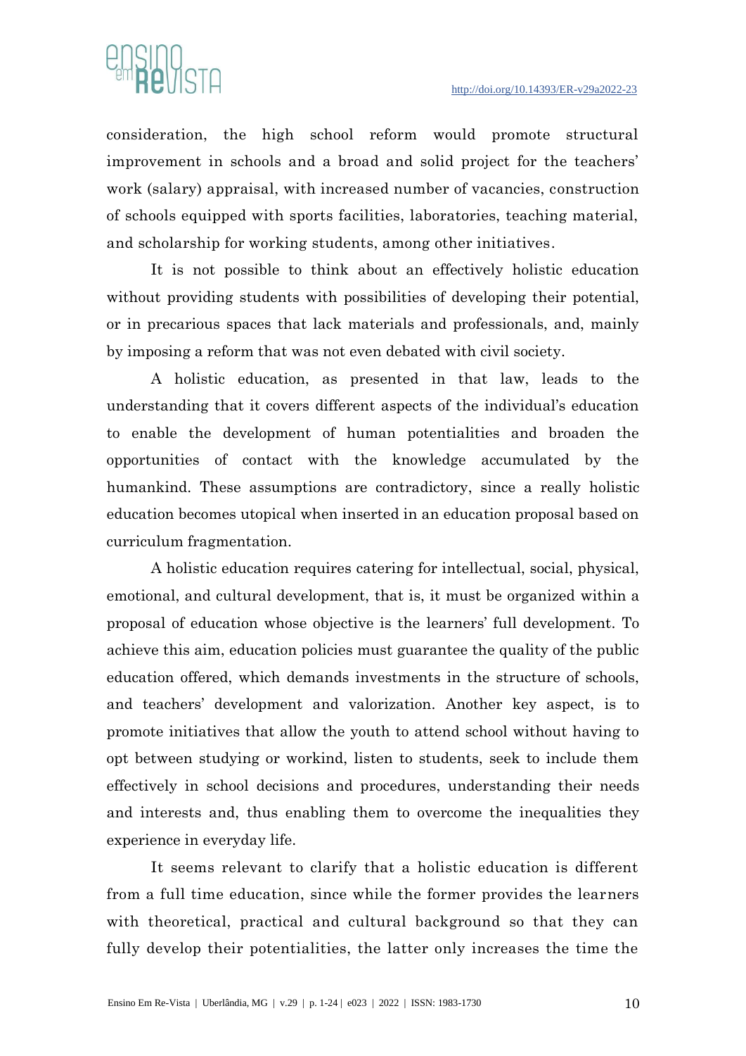consideration, the high school reform would promote structural improvement in schools and a broad and solid project for the teachers' work (salary) appraisal, with increased number of vacancies, construction of schools equipped with sports facilities, laboratories, teaching material, and scholarship for working students, among other initiatives.

It is not possible to think about an effectively holistic education without providing students with possibilities of developing their potential, or in precarious spaces that lack materials and professionals, and, mainly by imposing a reform that was not even debated with civil society.

A holistic education, as presented in that law, leads to the understanding that it covers different aspects of the individual's education to enable the development of human potentialities and broaden the opportunities of contact with the knowledge accumulated by the humankind. These assumptions are contradictory, since a really holistic education becomes utopical when inserted in an education proposal based on curriculum fragmentation.

A holistic education requires catering for intellectual, social, physical, emotional, and cultural development, that is, it must be organized within a proposal of education whose objective is the learners' full development. To achieve this aim, education policies must guarantee the quality of the public education offered, which demands investments in the structure of schools, and teachers' development and valorization. Another key aspect, is to promote initiatives that allow the youth to attend school without having to opt between studying or workind, listen to students, seek to include them effectively in school decisions and procedures, understanding their needs and interests and, thus enabling them to overcome the inequalities they experience in everyday life.

It seems relevant to clarify that a holistic education is different from a full time education, since while the former provides the learners with theoretical, practical and cultural background so that they can fully develop their potentialities, the latter only increases the time the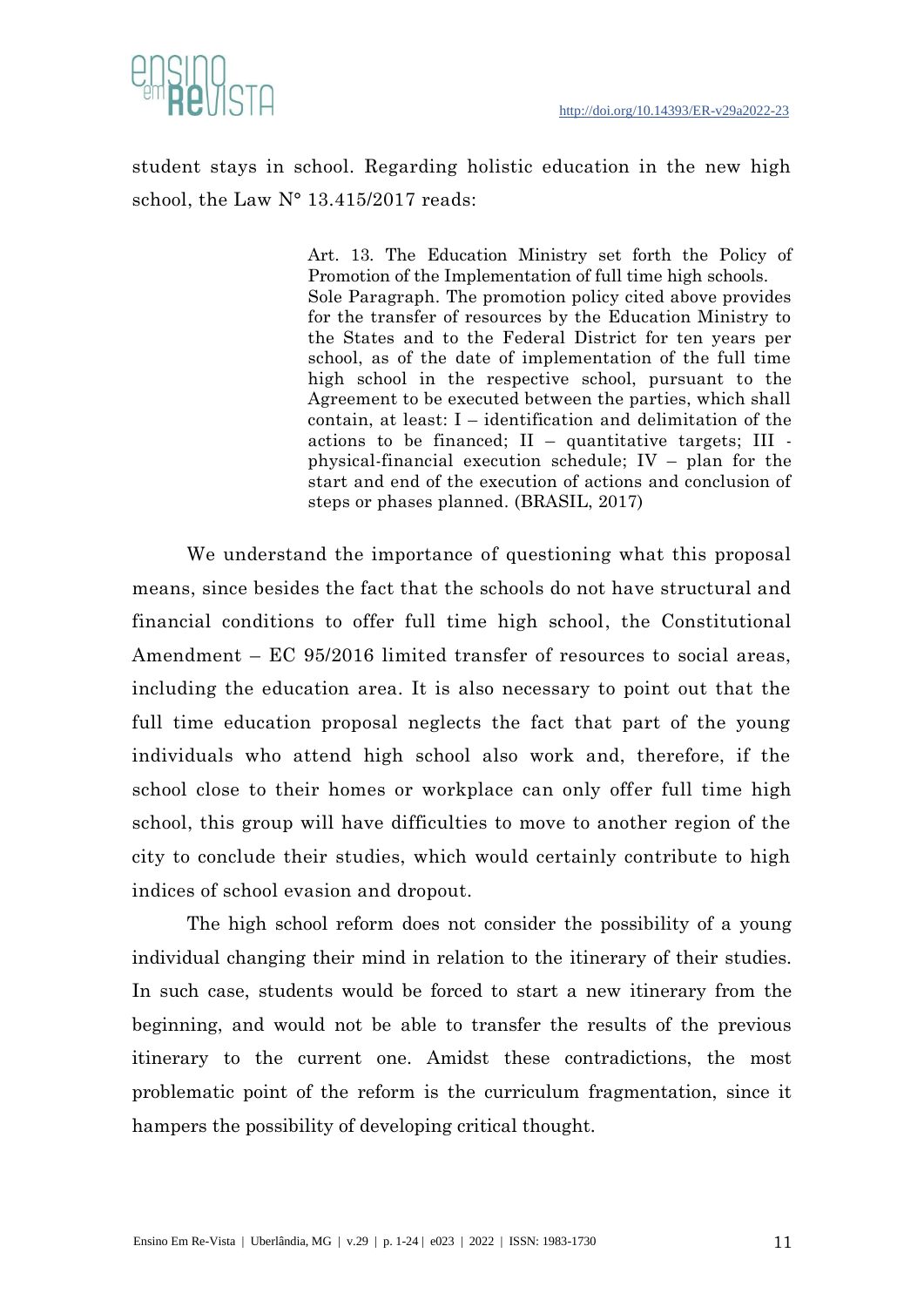student stays in school. Regarding holistic education in the new high school, the Law N° 13.415/2017 reads:

> Art. 13. The Education Ministry set forth the Policy of Promotion of the Implementation of full time high schools.
> Sole Paragraph. The promotion policy cited above provides for the transfer of resources by the Education Ministry to the States and to the Federal District for ten years per school, as of the date of implementation of the full time high school in the respective school, pursuant to the Agreement to be executed between the parties, which shall contain, at least: I – identification and delimitation of the actions to be financed; II – quantitative targets; III - physical-financial execution schedule; IV – plan for the start and end of the execution of actions and conclusion of steps or phases planned. (BRASIL, 2017)

We understand the importance of questioning what this proposal means, since besides the fact that the schools do not have structural and financial conditions to offer full time high school, the Constitutional Amendment – EC 95/2016 limited transfer of resources to social areas, including the education area. It is also necessary to point out that the full time education proposal neglects the fact that part of the young individuals who attend high school also work and, therefore, if the school close to their homes or workplace can only offer full time high school, this group will have difficulties to move to another region of the city to conclude their studies, which would certainly contribute to high indices of school evasion and dropout.

The high school reform does not consider the possibility of a young individual changing their mind in relation to the itinerary of their studies. In such case, students would be forced to start a new itinerary from the beginning, and would not be able to transfer the results of the previous itinerary to the current one. Amidst these contradictions, the most problematic point of the reform is the curriculum fragmentation, since it hampers the possibility of developing critical thought.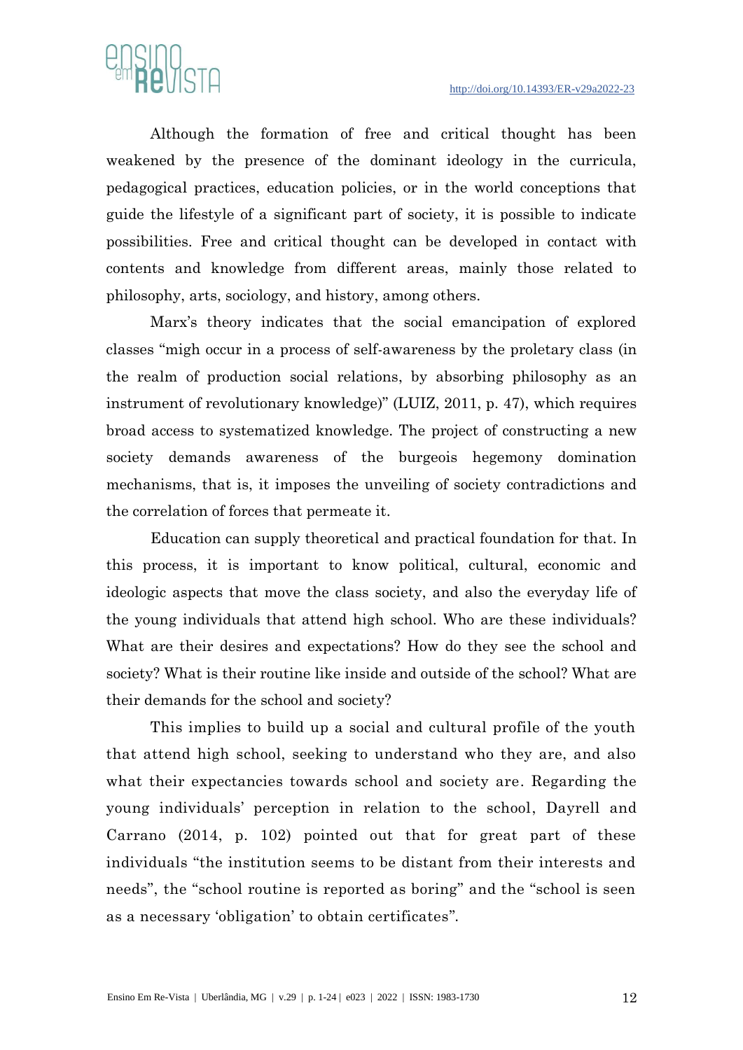Although the formation of free and critical thought has been weakened by the presence of the dominant ideology in the curricula, pedagogical practices, education policies, or in the world conceptions that guide the lifestyle of a significant part of society, it is possible to indicate possibilities. Free and critical thought can be developed in contact with contents and knowledge from different areas, mainly those related to philosophy, arts, sociology, and history, among others.

Marx's theory indicates that the social emancipation of explored classes "migh occur in a process of self-awareness by the proletary class (in the realm of production social relations, by absorbing philosophy as an instrument of revolutionary knowledge)" (LUIZ, 2011, p. 47), which requires broad access to systematized knowledge. The project of constructing a new society demands awareness of the burgeois hegemony domination mechanisms, that is, it imposes the unveiling of society contradictions and the correlation of forces that permeate it.

Education can supply theoretical and practical foundation for that. In this process, it is important to know political, cultural, economic and ideologic aspects that move the class society, and also the everyday life of the young individuals that attend high school. Who are these individuals? What are their desires and expectations? How do they see the school and society? What is their routine like inside and outside of the school? What are their demands for the school and society?

This implies to build up a social and cultural profile of the youth that attend high school, seeking to understand who they are, and also what their expectancies towards school and society are. Regarding the young individuals' perception in relation to the school, Dayrell and Carrano (2014, p. 102) pointed out that for great part of these individuals "the institution seems to be distant from their interests and needs", the "school routine is reported as boring" and the "school is seen as a necessary 'obligation' to obtain certificates".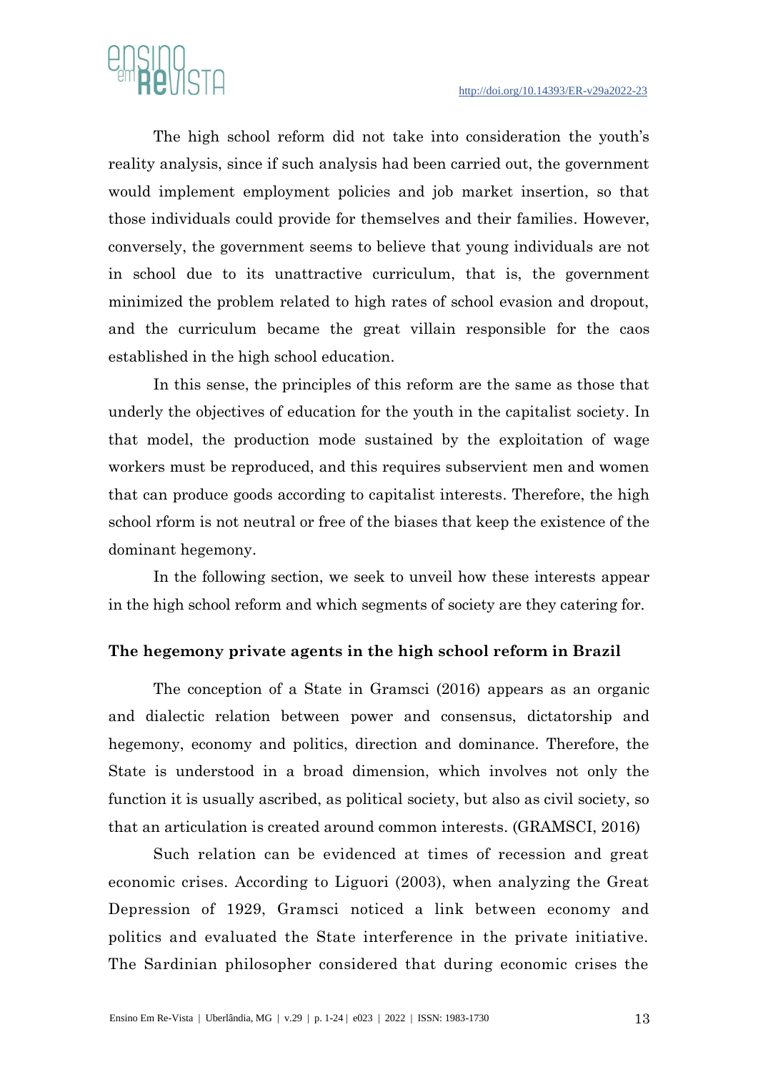The high school reform did not take into consideration the youth's reality analysis, since if such analysis had been carried out, the government would implement employment policies and job market insertion, so that those individuals could provide for themselves and their families. However, conversely, the government seems to believe that young individuals are not in school due to its unattractive curriculum, that is, the government minimized the problem related to high rates of school evasion and dropout, and the curriculum became the great villain responsible for the caos established in the high school education.

In this sense, the principles of this reform are the same as those that underly the objectives of education for the youth in the capitalist society. In that model, the production mode sustained by the exploitation of wage workers must be reproduced, and this requires subservient men and women that can produce goods according to capitalist interests. Therefore, the high school rform is not neutral or free of the biases that keep the existence of the dominant hegemony.

In the following section, we seek to unveil how these interests appear in the high school reform and which segments of society are they catering for.

## The hegemony private agents in the high school reform in Brazil

The conception of a State in Gramsci (2016) appears as an organic and dialectic relation between power and consensus, dictatorship and hegemony, economy and politics, direction and dominance. Therefore, the State is understood in a broad dimension, which involves not only the function it is usually ascribed, as political society, but also as civil society, so that an articulation is created around common interests. (GRAMSCI, 2016)

Such relation can be evidenced at times of recession and great economic crises. According to Liguori (2003), when analyzing the Great Depression of 1929, Gramsci noticed a link between economy and politics and evaluated the State interference in the private initiative. The Sardinian philosopher considered that during economic crises the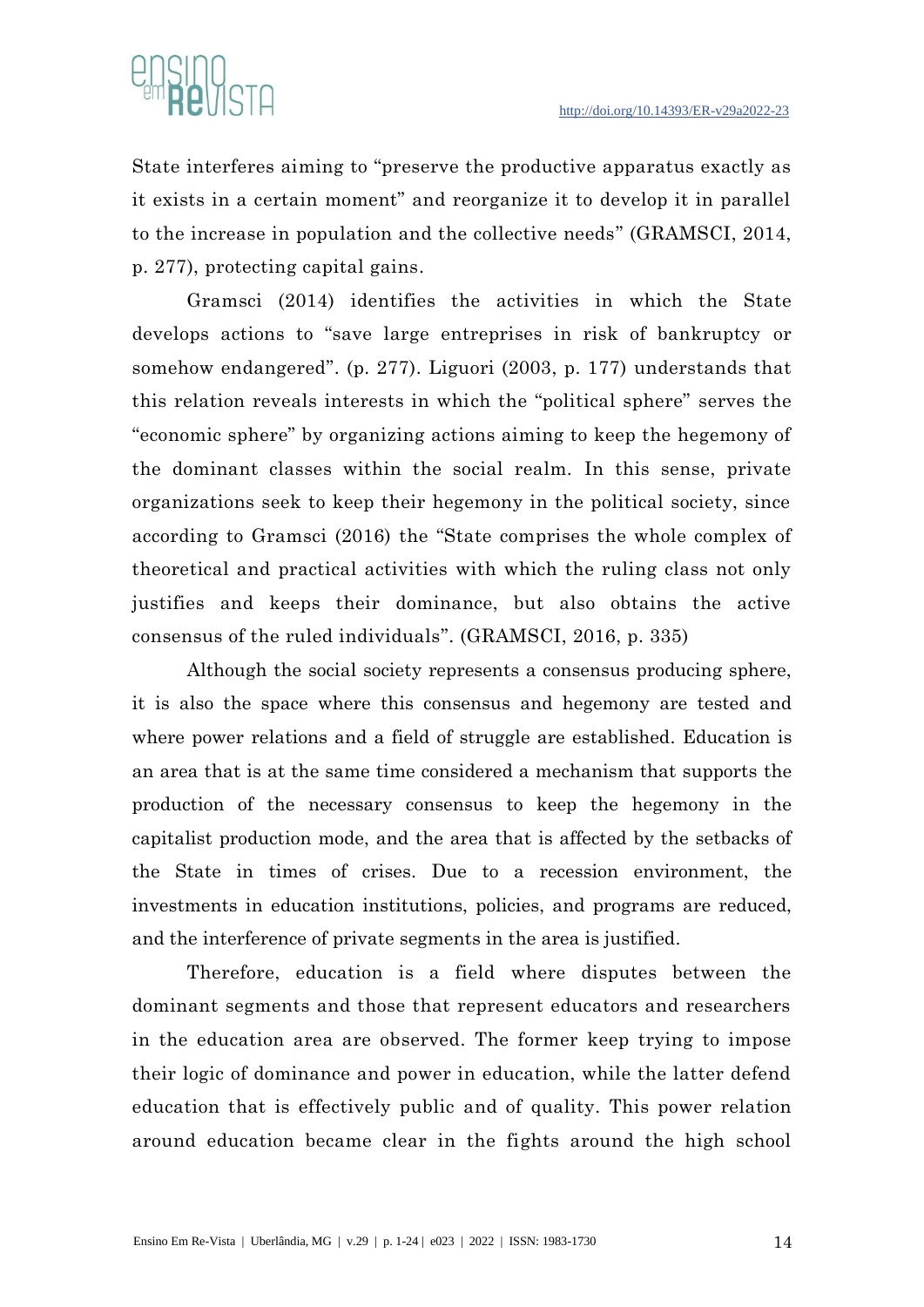State interferes aiming to "preserve the productive apparatus exactly as it exists in a certain moment" and reorganize it to develop it in parallel to the increase in population and the collective needs" (GRAMSCI, 2014, p. 277), protecting capital gains.

Gramsci (2014) identifies the activities in which the State develops actions to "save large entreprises in risk of bankruptcy or somehow endangered". (p. 277). Liguori (2003, p. 177) understands that this relation reveals interests in which the "political sphere" serves the "economic sphere" by organizing actions aiming to keep the hegemony of the dominant classes within the social realm. In this sense, private organizations seek to keep their hegemony in the political society, since according to Gramsci (2016) the "State comprises the whole complex of theoretical and practical activities with which the ruling class not only justifies and keeps their dominance, but also obtains the active consensus of the ruled individuals". (GRAMSCI, 2016, p. 335)

Although the social society represents a consensus producing sphere, it is also the space where this consensus and hegemony are tested and where power relations and a field of struggle are established. Education is an area that is at the same time considered a mechanism that supports the production of the necessary consensus to keep the hegemony in the capitalist production mode, and the area that is affected by the setbacks of the State in times of crises. Due to a recession environment, the investments in education institutions, policies, and programs are reduced, and the interference of private segments in the area is justified.

Therefore, education is a field where disputes between the dominant segments and those that represent educators and researchers in the education area are observed. The former keep trying to impose their logic of dominance and power in education, while the latter defend education that is effectively public and of quality. This power relation around education became clear in the fights around the high school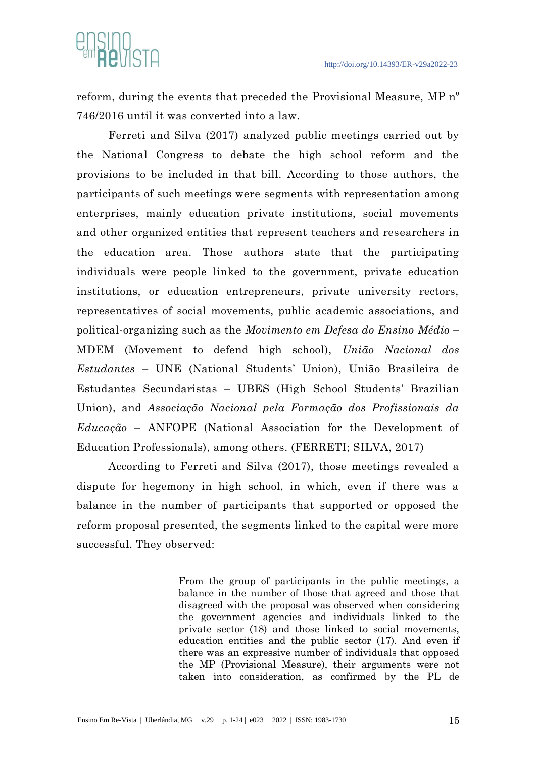reform, during the events that preceded the Provisional Measure, MP nº 746/2016 until it was converted into a law.

Ferreti and Silva (2017) analyzed public meetings carried out by the National Congress to debate the high school reform and the provisions to be included in that bill. According to those authors, the participants of such meetings were segments with representation among enterprises, mainly education private institutions, social movements and other organized entities that represent teachers and researchers in the education area. Those authors state that the participating individuals were people linked to the government, private education institutions, or education entrepreneurs, private university rectors, representatives of social movements, public academic associations, and political-organizing such as the *Movimento em Defesa do Ensino Médio* – MDEM (Movement to defend high school), *União Nacional dos Estudantes* – UNE (National Students' Union), União Brasileira de Estudantes Secundaristas – UBES (High School Students' Brazilian Union), and *Associação Nacional pela Formação dos Profissionais da Educação* – ANFOPE (National Association for the Development of Education Professionals), among others. (FERRETI; SILVA, 2017)

According to Ferreti and Silva (2017), those meetings revealed a dispute for hegemony in high school, in which, even if there was a balance in the number of participants that supported or opposed the reform proposal presented, the segments linked to the capital were more successful. They observed:

> From the group of participants in the public meetings, a balance in the number of those that agreed and those that disagreed with the proposal was observed when considering the government agencies and individuals linked to the private sector (18) and those linked to social movements, education entities and the public sector (17). And even if there was an expressive number of individuals that opposed the MP (Provisional Measure), their arguments were not taken into consideration, as confirmed by the PL de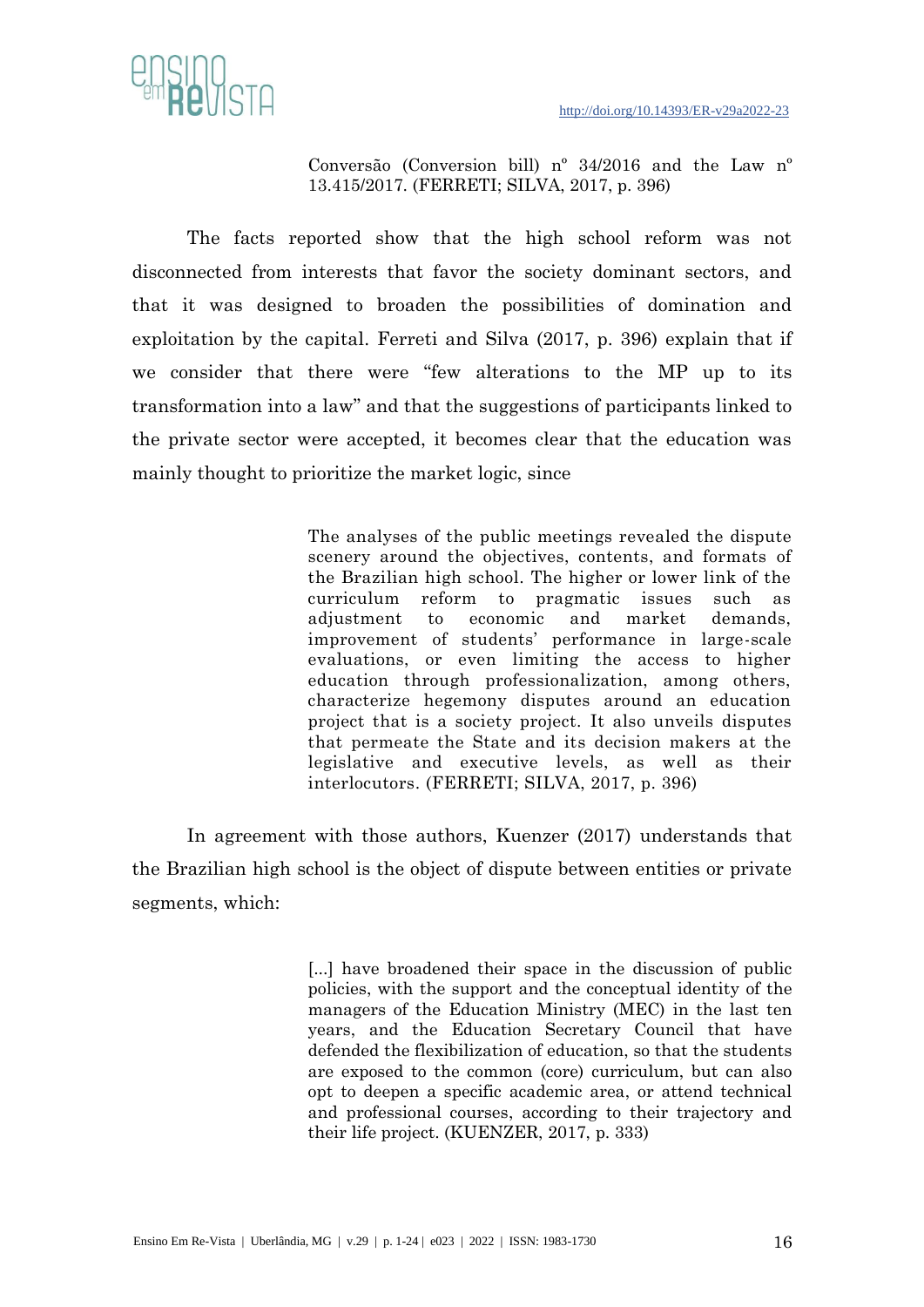> Conversão (Conversion bill) nº 34/2016 and the Law nº 13.415/2017. (FERRETI; SILVA, 2017, p. 396)

The facts reported show that the high school reform was not disconnected from interests that favor the society dominant sectors, and that it was designed to broaden the possibilities of domination and exploitation by the capital. Ferreti and Silva (2017, p. 396) explain that if we consider that there were "few alterations to the MP up to its transformation into a law" and that the suggestions of participants linked to the private sector were accepted, it becomes clear that the education was mainly thought to prioritize the market logic, since

> The analyses of the public meetings revealed the dispute scenery around the objectives, contents, and formats of the Brazilian high school. The higher or lower link of the curriculum reform to pragmatic issues such as adjustment to economic and market demands, improvement of students' performance in large-scale evaluations, or even limiting the access to higher education through professionalization, among others, characterize hegemony disputes around an education project that is a society project. It also unveils disputes that permeate the State and its decision makers at the legislative and executive levels, as well as their interlocutors. (FERRETI; SILVA, 2017, p. 396)

In agreement with those authors, Kuenzer (2017) understands that the Brazilian high school is the object of dispute between entities or private segments, which:

> [...] have broadened their space in the discussion of public policies, with the support and the conceptual identity of the managers of the Education Ministry (MEC) in the last ten years, and the Education Secretary Council that have defended the flexibilization of education, so that the students are exposed to the common (core) curriculum, but can also opt to deepen a specific academic area, or attend technical and professional courses, according to their trajectory and their life project. (KUENZER, 2017, p. 333)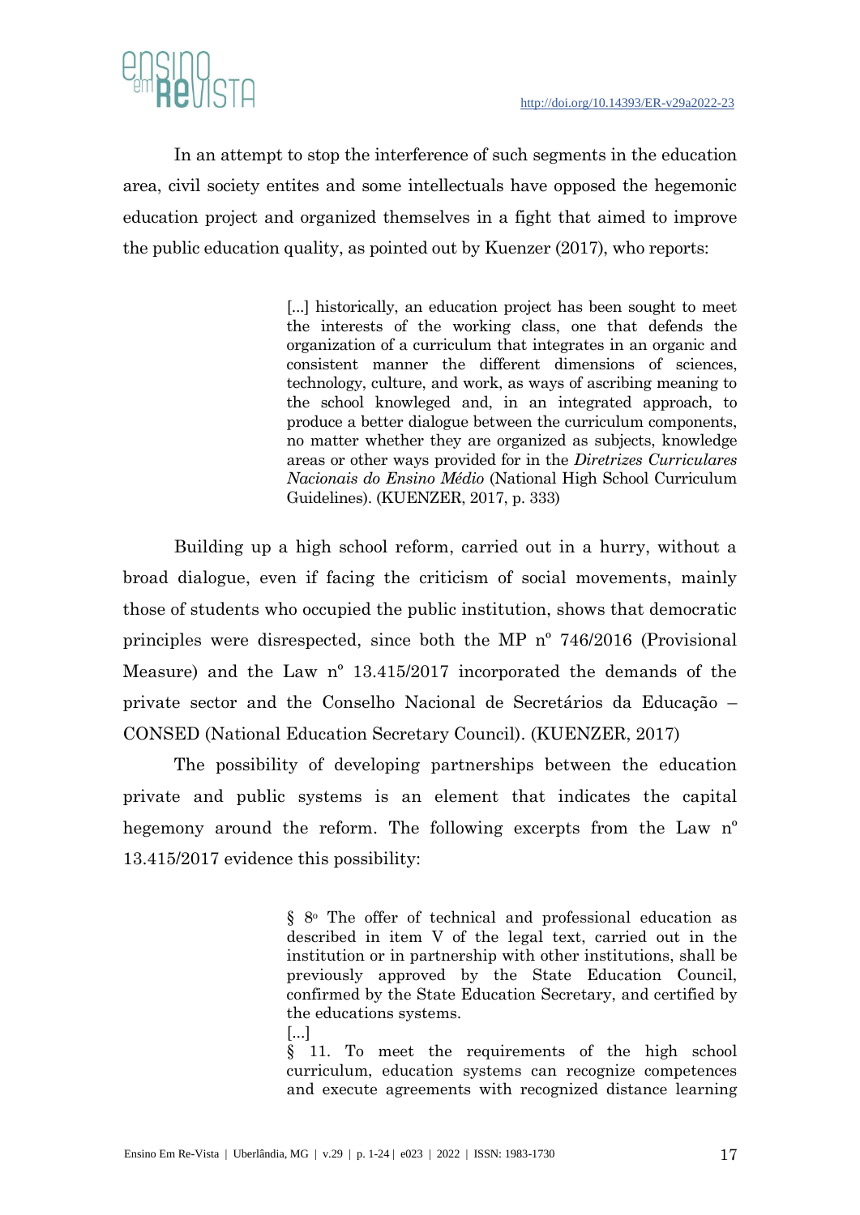In an attempt to stop the interference of such segments in the education area, civil society entites and some intellectuals have opposed the hegemonic education project and organized themselves in a fight that aimed to improve the public education quality, as pointed out by Kuenzer (2017), who reports:

> [...] historically, an education project has been sought to meet the interests of the working class, one that defends the organization of a curriculum that integrates in an organic and consistent manner the different dimensions of sciences, technology, culture, and work, as ways of ascribing meaning to the school knowleged and, in an integrated approach, to produce a better dialogue between the curriculum components, no matter whether they are organized as subjects, knowledge areas or other ways provided for in the *Diretrizes Curriculares Nacionais do Ensino Médio* (National High School Curriculum Guidelines). (KUENZER, 2017, p. 333)

Building up a high school reform, carried out in a hurry, without a broad dialogue, even if facing the criticism of social movements, mainly those of students who occupied the public institution, shows that democratic principles were disrespected, since both the MP nº 746/2016 (Provisional Measure) and the Law nº 13.415/2017 incorporated the demands of the private sector and the Conselho Nacional de Secretários da Educação – CONSED (National Education Secretary Council). (KUENZER, 2017)

The possibility of developing partnerships between the education private and public systems is an element that indicates the capital hegemony around the reform. The following excerpts from the Law nº 13.415/2017 evidence this possibility:

> § 8º The offer of technical and professional education as described in item V of the legal text, carried out in the institution or in partnership with other institutions, shall be previously approved by the State Education Council, confirmed by the State Education Secretary, and certified by the educations systems.
> [...]
> § 11. To meet the requirements of the high school curriculum, education systems can recognize competences and execute agreements with recognized distance learning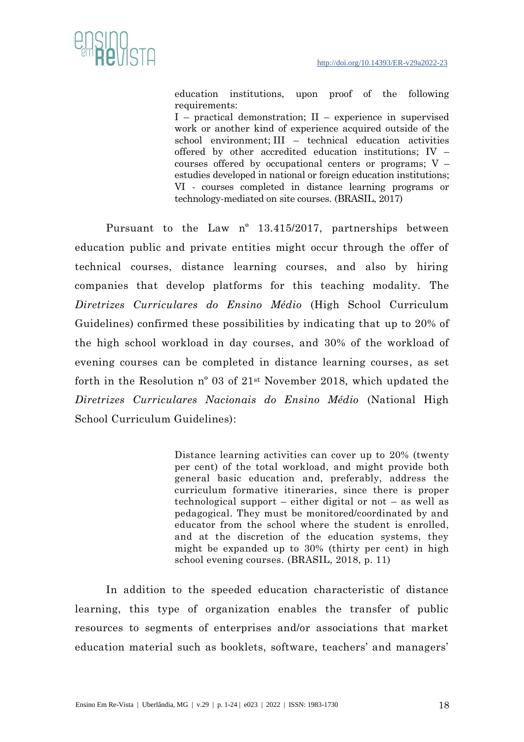> education institutions, upon proof of the following requirements:
> I – practical demonstration; II – experience in supervised work or another kind of experience acquired outside of the school environment; III – technical education activities offered by other accredited education institutions; IV – courses offered by occupational centers or programs; V – estudies developed in national or foreign education institutions; VI - courses completed in distance learning programs or technology-mediated on site courses. (BRASIL, 2017)

Pursuant to the Law nº 13.415/2017, partnerships between education public and private entities might occur through the offer of technical courses, distance learning courses, and also by hiring companies that develop platforms for this teaching modality. The *Diretrizes Curriculares do Ensino Médio* (High School Curriculum Guidelines) confirmed these possibilities by indicating that up to 20% of the high school workload in day courses, and 30% of the workload of evening courses can be completed in distance learning courses, as set forth in the Resolution nº 03 of 21st November 2018, which updated the *Diretrizes Curriculares Nacionais do Ensino Médio* (National High School Curriculum Guidelines):

> Distance learning activities can cover up to 20% (twenty per cent) of the total workload, and might provide both general basic education and, preferably, address the curriculum formative itineraries, since there is proper technological support – either digital or not – as well as pedagogical. They must be monitored/coordinated by and educator from the school where the student is enrolled, and at the discretion of the education systems, they might be expanded up to 30% (thirty per cent) in high school evening courses. (BRASIL, 2018, p. 11)

In addition to the speeded education characteristic of distance learning, this type of organization enables the transfer of public resources to segments of enterprises and/or associations that market education material such as booklets, software, teachers' and managers'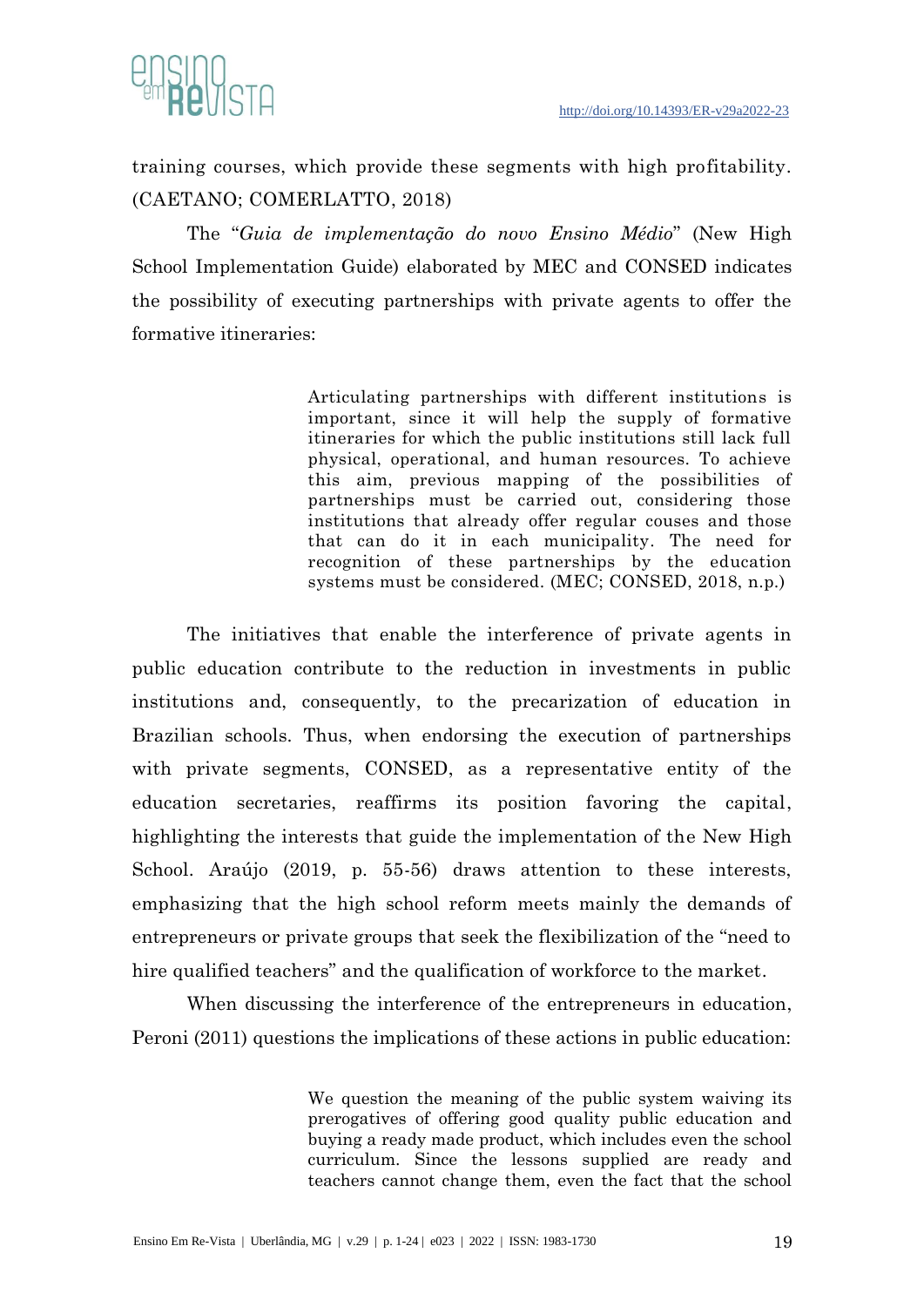training courses, which provide these segments with high profitability. (CAETANO; COMERLATTO, 2018)

The "*Guia de implementação do novo Ensino Médio*" (New High School Implementation Guide) elaborated by MEC and CONSED indicates the possibility of executing partnerships with private agents to offer the formative itineraries:

> Articulating partnerships with different institutions is important, since it will help the supply of formative itineraries for which the public institutions still lack full physical, operational, and human resources. To achieve this aim, previous mapping of the possibilities of partnerships must be carried out, considering those institutions that already offer regular couses and those that can do it in each municipality. The need for recognition of these partnerships by the education systems must be considered. (MEC; CONSED, 2018, n.p.)

The initiatives that enable the interference of private agents in public education contribute to the reduction in investments in public institutions and, consequently, to the precarization of education in Brazilian schools. Thus, when endorsing the execution of partnerships with private segments, CONSED, as a representative entity of the education secretaries, reaffirms its position favoring the capital, highlighting the interests that guide the implementation of the New High School. Araújo (2019, p. 55-56) draws attention to these interests, emphasizing that the high school reform meets mainly the demands of entrepreneurs or private groups that seek the flexibilization of the "need to hire qualified teachers" and the qualification of workforce to the market.

When discussing the interference of the entrepreneurs in education, Peroni (2011) questions the implications of these actions in public education:

> We question the meaning of the public system waiving its prerogatives of offering good quality public education and buying a ready made product, which includes even the school curriculum. Since the lessons supplied are ready and teachers cannot change them, even the fact that the school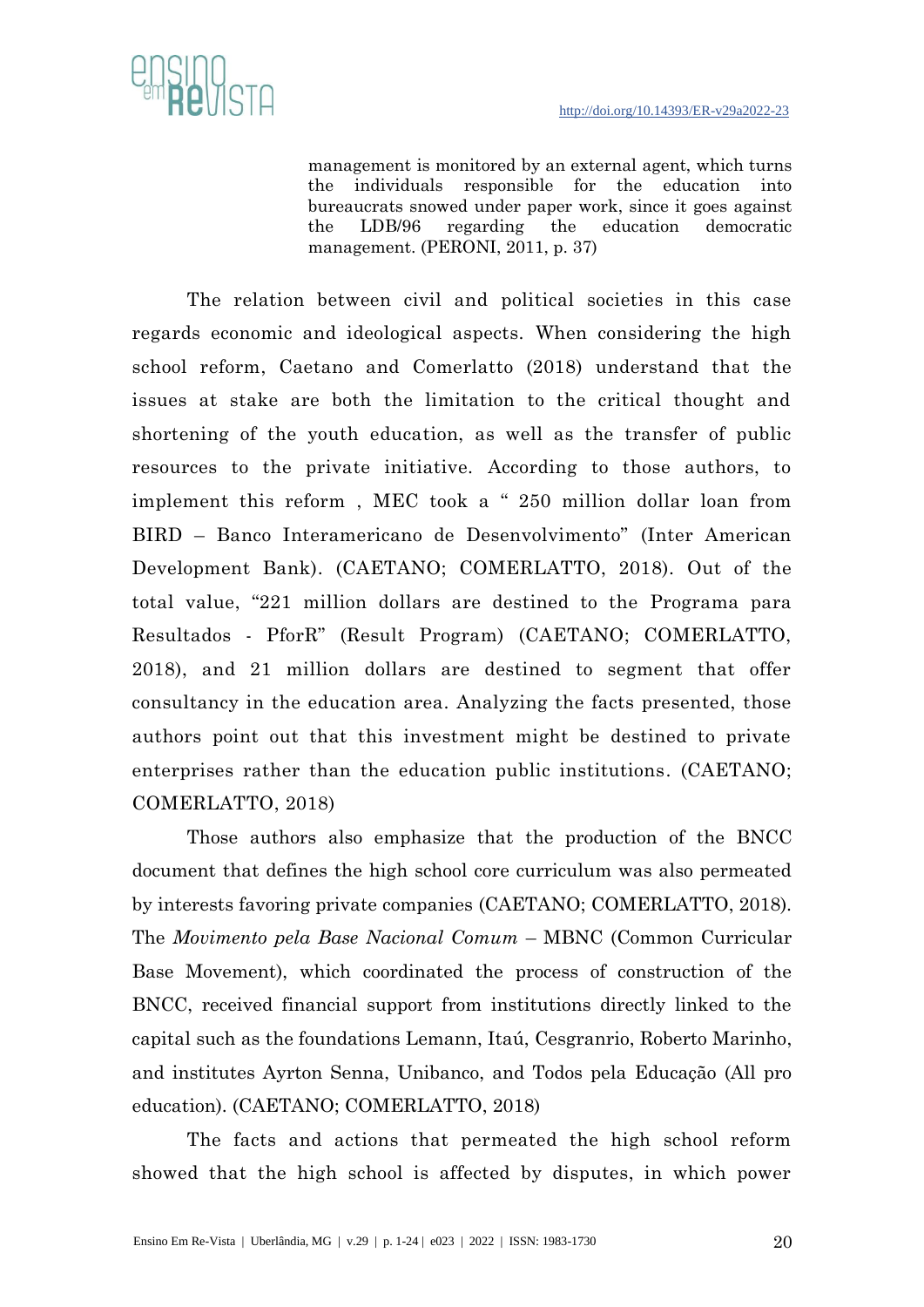> management is monitored by an external agent, which turns the individuals responsible for the education into bureaucrats snowed under paper work, since it goes against the LDB/96 regarding the education democratic management. (PERONI, 2011, p. 37)

The relation between civil and political societies in this case regards economic and ideological aspects. When considering the high school reform, Caetano and Comerlatto (2018) understand that the issues at stake are both the limitation to the critical thought and shortening of the youth education, as well as the transfer of public resources to the private initiative. According to those authors, to implement this reform , MEC took a " 250 million dollar loan from BIRD – Banco Interamericano de Desenvolvimento" (Inter American Development Bank). (CAETANO; COMERLATTO, 2018). Out of the total value, "221 million dollars are destined to the Programa para Resultados - PforR" (Result Program) (CAETANO; COMERLATTO, 2018), and 21 million dollars are destined to segment that offer consultancy in the education area. Analyzing the facts presented, those authors point out that this investment might be destined to private enterprises rather than the education public institutions. (CAETANO; COMERLATTO, 2018)

Those authors also emphasize that the production of the BNCC document that defines the high school core curriculum was also permeated by interests favoring private companies (CAETANO; COMERLATTO, 2018). The *Movimento pela Base Nacional Comum* – MBNC (Common Curricular Base Movement), which coordinated the process of construction of the BNCC, received financial support from institutions directly linked to the capital such as the foundations Lemann, Itaú, Cesgranrio, Roberto Marinho, and institutes Ayrton Senna, Unibanco, and Todos pela Educação (All pro education). (CAETANO; COMERLATTO, 2018)

The facts and actions that permeated the high school reform showed that the high school is affected by disputes, in which power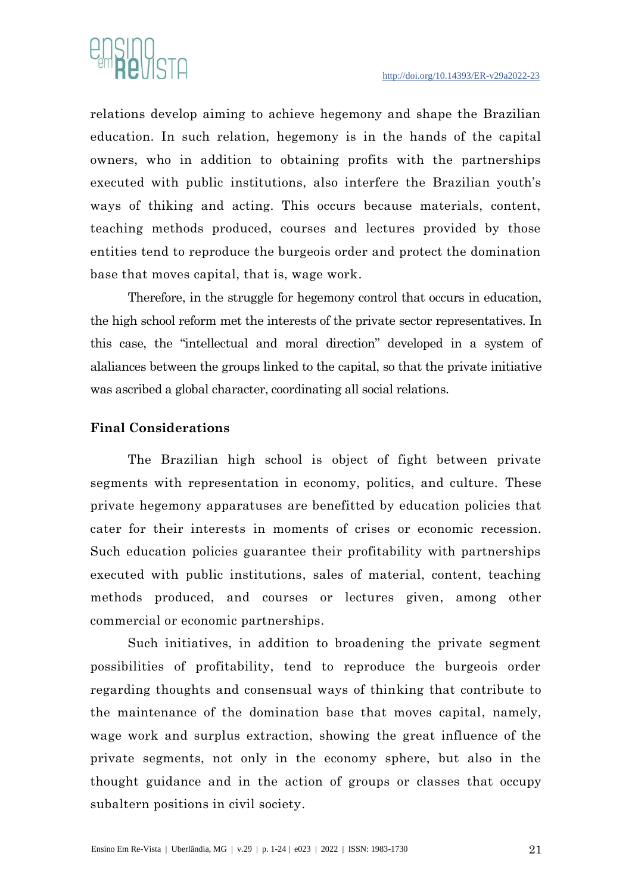relations develop aiming to achieve hegemony and shape the Brazilian education. In such relation, hegemony is in the hands of the capital owners, who in addition to obtaining profits with the partnerships executed with public institutions, also interfere the Brazilian youth's ways of thiking and acting. This occurs because materials, content, teaching methods produced, courses and lectures provided by those entities tend to reproduce the burgeois order and protect the domination base that moves capital, that is, wage work.

Therefore, in the struggle for hegemony control that occurs in education, the high school reform met the interests of the private sector representatives. In this case, the "intellectual and moral direction" developed in a system of alaliances between the groups linked to the capital, so that the private initiative was ascribed a global character, coordinating all social relations.

## Final Considerations

The Brazilian high school is object of fight between private segments with representation in economy, politics, and culture. These private hegemony apparatuses are benefitted by education policies that cater for their interests in moments of crises or economic recession. Such education policies guarantee their profitability with partnerships executed with public institutions, sales of material, content, teaching methods produced, and courses or lectures given, among other commercial or economic partnerships.

Such initiatives, in addition to broadening the private segment possibilities of profitability, tend to reproduce the burgeois order regarding thoughts and consensual ways of thinking that contribute to the maintenance of the domination base that moves capital, namely, wage work and surplus extraction, showing the great influence of the private segments, not only in the economy sphere, but also in the thought guidance and in the action of groups or classes that occupy subaltern positions in civil society.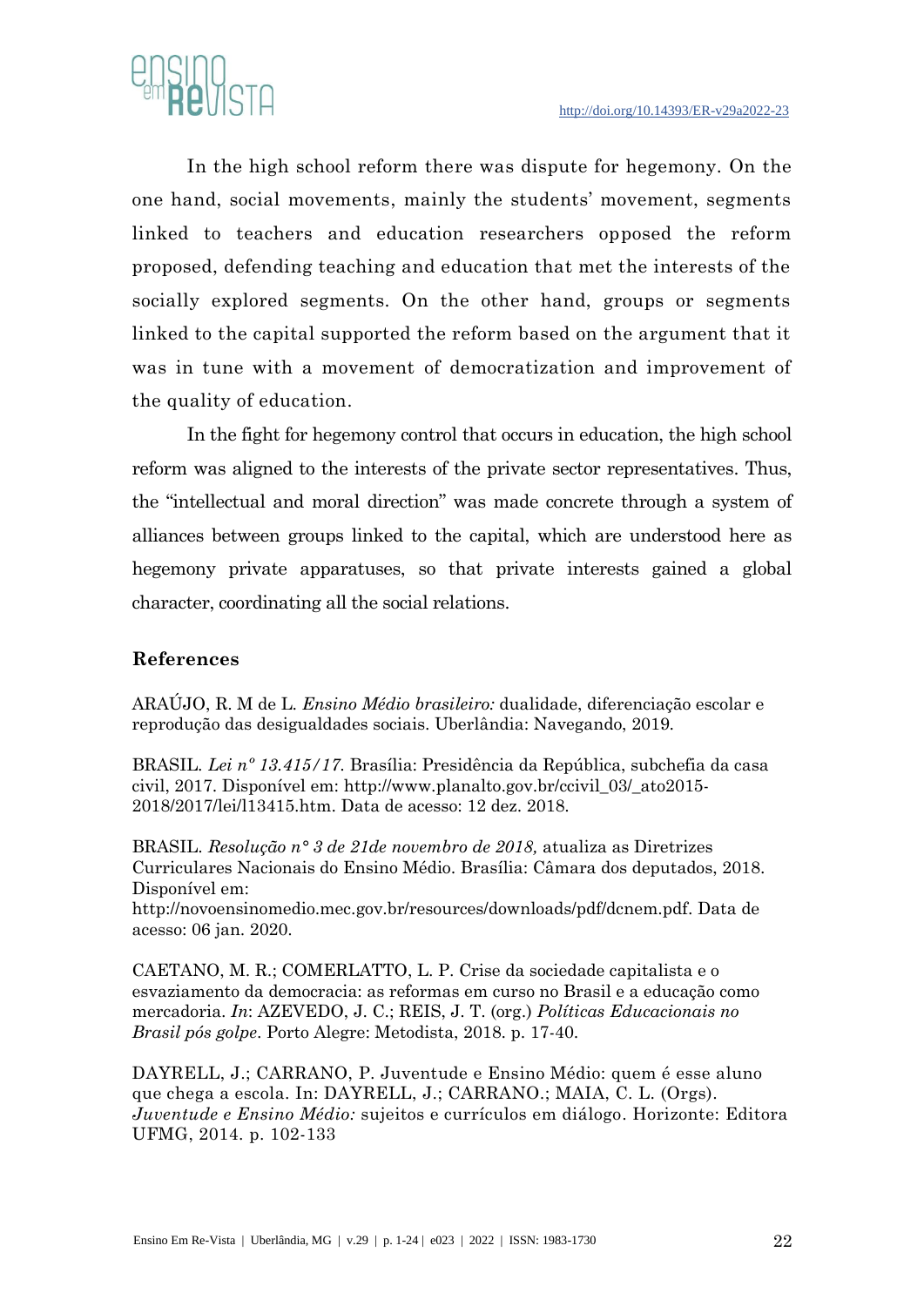In the high school reform there was dispute for hegemony. On the one hand, social movements, mainly the students' movement, segments linked to teachers and education researchers opposed the reform proposed, defending teaching and education that met the interests of the socially explored segments. On the other hand, groups or segments linked to the capital supported the reform based on the argument that it was in tune with a movement of democratization and improvement of the quality of education.

In the fight for hegemony control that occurs in education, the high school reform was aligned to the interests of the private sector representatives. Thus, the "intellectual and moral direction" was made concrete through a system of alliances between groups linked to the capital, which are understood here as hegemony private apparatuses, so that private interests gained a global character, coordinating all the social relations.

## References

ARAÚJO, R. M de L. *Ensino Médio brasileiro:* dualidade, diferenciação escolar e reprodução das desigualdades sociais. Uberlândia: Navegando, 2019.

BRASIL. *Lei nº 13.415/17.* Brasília: Presidência da República, subchefia da casa civil, 2017. Disponível em: http://www.planalto.gov.br/ccivil_03/_ato2015-2018/2017/lei/l13415.htm. Data de acesso: 12 dez. 2018.

BRASIL. *Resolução n° 3 de 21de novembro de 2018,* atualiza as Diretrizes Curriculares Nacionais do Ensino Médio. Brasília: Câmara dos deputados, 2018. Disponível em: http://novoensinomedio.mec.gov.br/resources/downloads/pdf/dcnem.pdf. Data de acesso: 06 jan. 2020.

CAETANO, M. R.; COMERLATTO, L. P. Crise da sociedade capitalista e o esvaziamento da democracia: as reformas em curso no Brasil e a educação como mercadoria. *In*: AZEVEDO, J. C.; REIS, J. T. (org.) *Políticas Educacionais no Brasil pós golpe*. Porto Alegre: Metodista, 2018. p. 17-40.

DAYRELL, J.; CARRANO, P. Juventude e Ensino Médio: quem é esse aluno que chega a escola. In: DAYRELL, J.; CARRANO.; MAIA, C. L. (Orgs). *Juventude e Ensino Médio:* sujeitos e currículos em diálogo. Horizonte: Editora UFMG, 2014. p. 102-133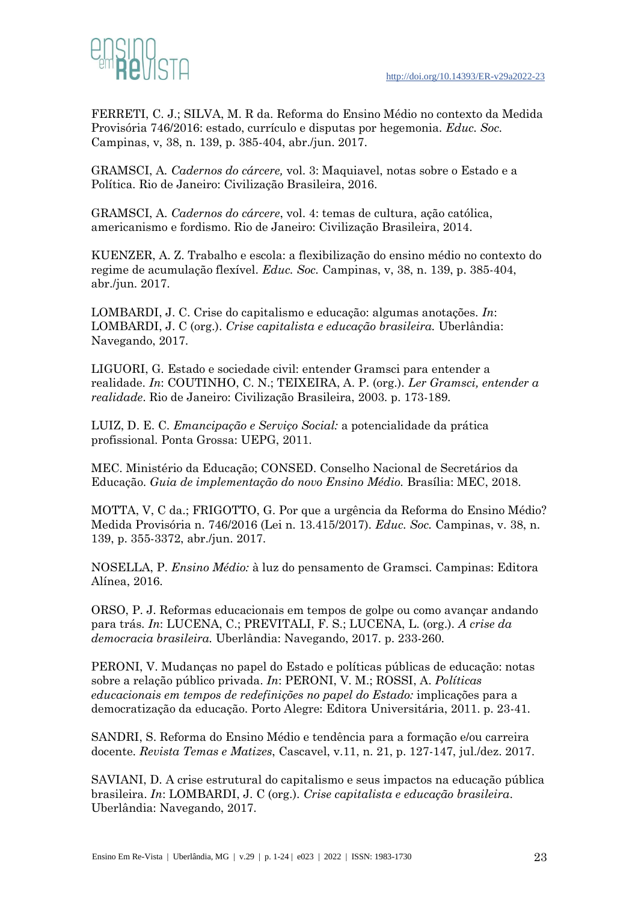FERRETI, C. J.; SILVA, M. R da. Reforma do Ensino Médio no contexto da Medida Provisória 746/2016: estado, currículo e disputas por hegemonia. *Educ. Soc.* Campinas, v, 38, n. 139, p. 385-404, abr./jun. 2017.

GRAMSCI, A. *Cadernos do cárcere,* vol. 3: Maquiavel, notas sobre o Estado e a Política. Rio de Janeiro: Civilização Brasileira, 2016.

GRAMSCI, A. *Cadernos do cárcere*, vol. 4: temas de cultura, ação católica, americanismo e fordismo. Rio de Janeiro: Civilização Brasileira, 2014.

KUENZER, A. Z. Trabalho e escola: a flexibilização do ensino médio no contexto do regime de acumulação flexível. *Educ. Soc.* Campinas, v, 38, n. 139, p. 385-404, abr./jun. 2017.

LOMBARDI, J. C. Crise do capitalismo e educação: algumas anotações. *In*: LOMBARDI, J. C (org.). *Crise capitalista e educação brasileira.* Uberlândia: Navegando, 2017.

LIGUORI, G. Estado e sociedade civil: entender Gramsci para entender a realidade. *In*: COUTINHO, C. N.; TEIXEIRA, A. P. (org.). *Ler Gramsci, entender a realidade*. Rio de Janeiro: Civilização Brasileira, 2003. p. 173-189.

LUIZ, D. E. C. *Emancipação e Serviço Social:* a potencialidade da prática profissional. Ponta Grossa: UEPG, 2011.

MEC. Ministério da Educação; CONSED. Conselho Nacional de Secretários da Educação. *Guia de implementação do novo Ensino Médio.* Brasília: MEC, 2018.

MOTTA, V, C da.; FRIGOTTO, G. Por que a urgência da Reforma do Ensino Médio? Medida Provisória n. 746/2016 (Lei n. 13.415/2017). *Educ. Soc.* Campinas, v. 38, n. 139, p. 355-3372, abr./jun. 2017.

NOSELLA, P. *Ensino Médio:* à luz do pensamento de Gramsci. Campinas: Editora Alínea, 2016.

ORSO, P. J. Reformas educacionais em tempos de golpe ou como avançar andando para trás. *In*: LUCENA, C.; PREVITALI, F. S.; LUCENA, L. (org.). *A crise da democracia brasileira.* Uberlândia: Navegando, 2017. p. 233-260.

PERONI, V. Mudanças no papel do Estado e políticas públicas de educação: notas sobre a relação público privada. *In*: PERONI, V. M.; ROSSI, A. *Políticas educacionais em tempos de redefinições no papel do Estado:* implicações para a democratização da educação. Porto Alegre: Editora Universitária, 2011. p. 23-41.

SANDRI, S. Reforma do Ensino Médio e tendência para a formação e/ou carreira docente. *Revista Temas e Matizes*, Cascavel, v.11, n. 21, p. 127-147, jul./dez. 2017.

SAVIANI, D. A crise estrutural do capitalismo e seus impactos na educação pública brasileira. *In*: LOMBARDI, J. C (org.). *Crise capitalista e educação brasileira*. Uberlândia: Navegando, 2017.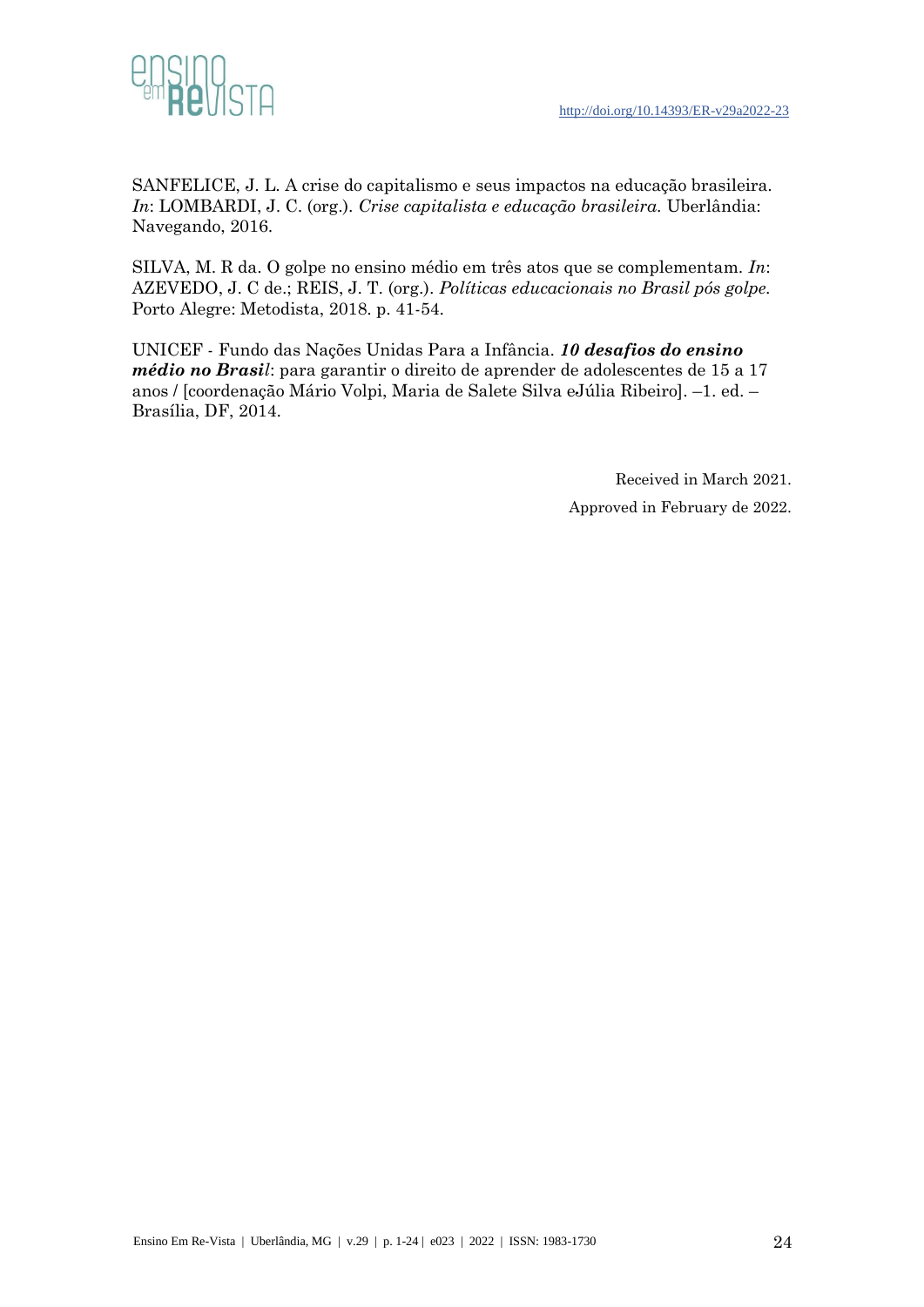SANFELICE, J. L. A crise do capitalismo e seus impactos na educação brasileira. *In*: LOMBARDI, J. C. (org.). *Crise capitalista e educação brasileira.* Uberlândia: Navegando, 2016.

SILVA, M. R da. O golpe no ensino médio em três atos que se complementam. *In*: AZEVEDO, J. C de.; REIS, J. T. (org.). *Políticas educacionais no Brasil pós golpe.* Porto Alegre: Metodista, 2018. p. 41-54.

UNICEF - Fundo das Nações Unidas Para a Infância. ***10 desafios do ensino médio no Brasil***: para garantir o direito de aprender de adolescentes de 15 a 17 anos / [coordenação Mário Volpi, Maria de Salete Silva eJúlia Ribeiro]. –1. ed. – Brasília, DF, 2014.

Received in March 2021.

Approved in February de 2022.